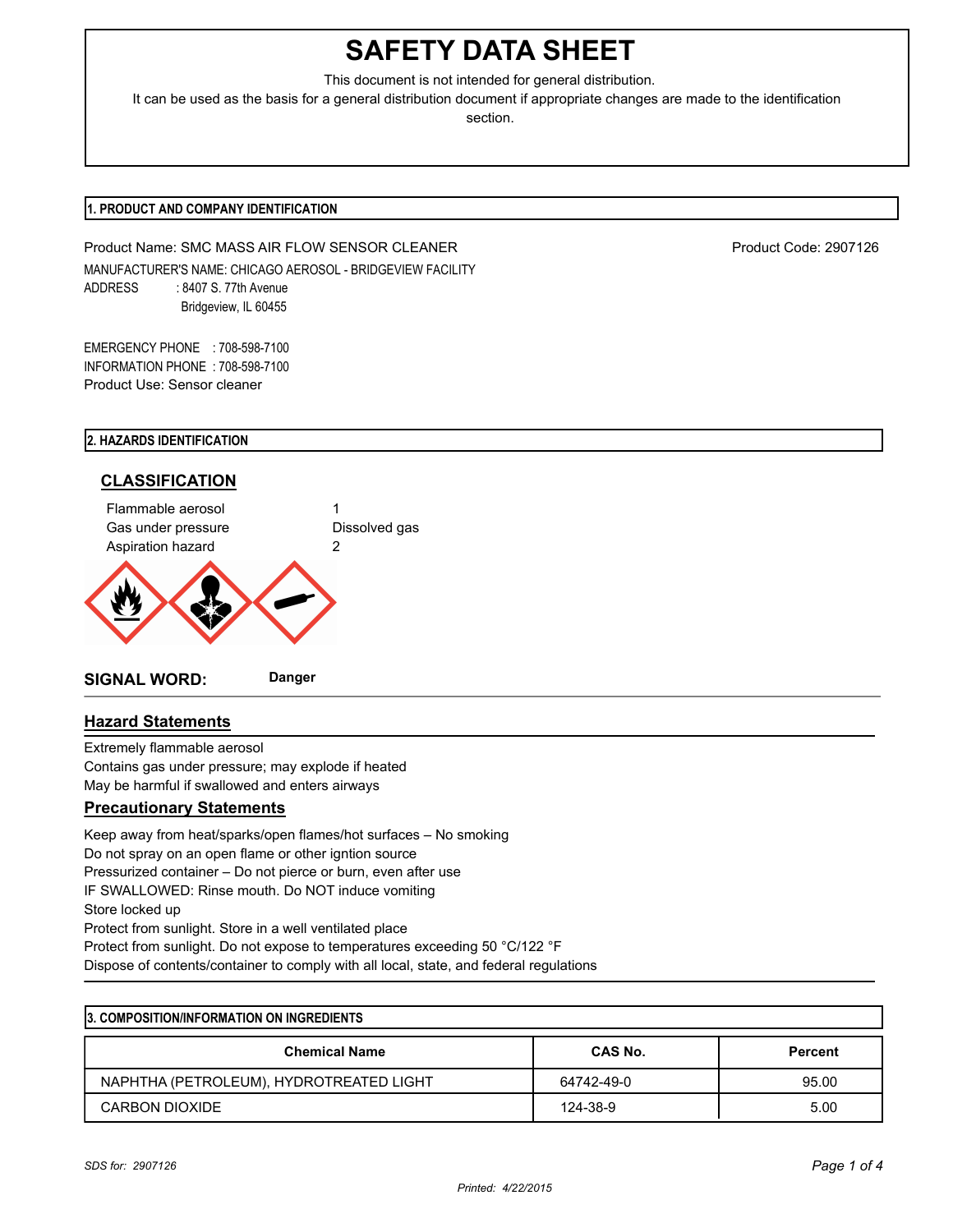# SAFETY DATA SHEET

This document is not intended for general distribution.
It can be used as the basis for a general distribution document if appropriate changes are made to the identification section.

## 1. PRODUCT AND COMPANY IDENTIFICATION

Product Name: SMC MASS AIR FLOW SENSOR CLEANER

Product Code: 2907126

MANUFACTURER'S NAME: CHICAGO AEROSOL - BRIDGEVIEW FACILITY

ADDRESS : 8407 S. 77th Avenue
Bridgeview, IL 60455

EMERGENCY PHONE : 708-598-7100
INFORMATION PHONE : 708-598-7100
Product Use: Sensor cleaner

## 2. HAZARDS IDENTIFICATION

### CLASSIFICATION

| | |
|---|---|
| Flammable aerosol | 1 |
| Gas under pressure | Dissolved gas |
| Aspiration hazard | 2 |

**SIGNAL WORD:** **Danger**

### Hazard Statements

Extremely flammable aerosol
Contains gas under pressure; may explode if heated
May be harmful if swallowed and enters airways

### Precautionary Statements

Keep away from heat/sparks/open flames/hot surfaces – No smoking
Do not spray on an open flame or other igntion source
Pressurized container – Do not pierce or burn, even after use
IF SWALLOWED: Rinse mouth. Do NOT induce vomiting
Store locked up
Protect from sunlight. Store in a well ventilated place
Protect from sunlight. Do not expose to temperatures exceeding 50 °C/122 °F
Dispose of contents/container to comply with all local, state, and federal regulations

## 3. COMPOSITION/INFORMATION ON INGREDIENTS

| Chemical Name | CAS No. | Percent |
|---|---|---|
| NAPHTHA (PETROLEUM), HYDROTREATED LIGHT | 64742-49-0 | 95.00 |
| CARBON DIOXIDE | 124-38-9 | 5.00 |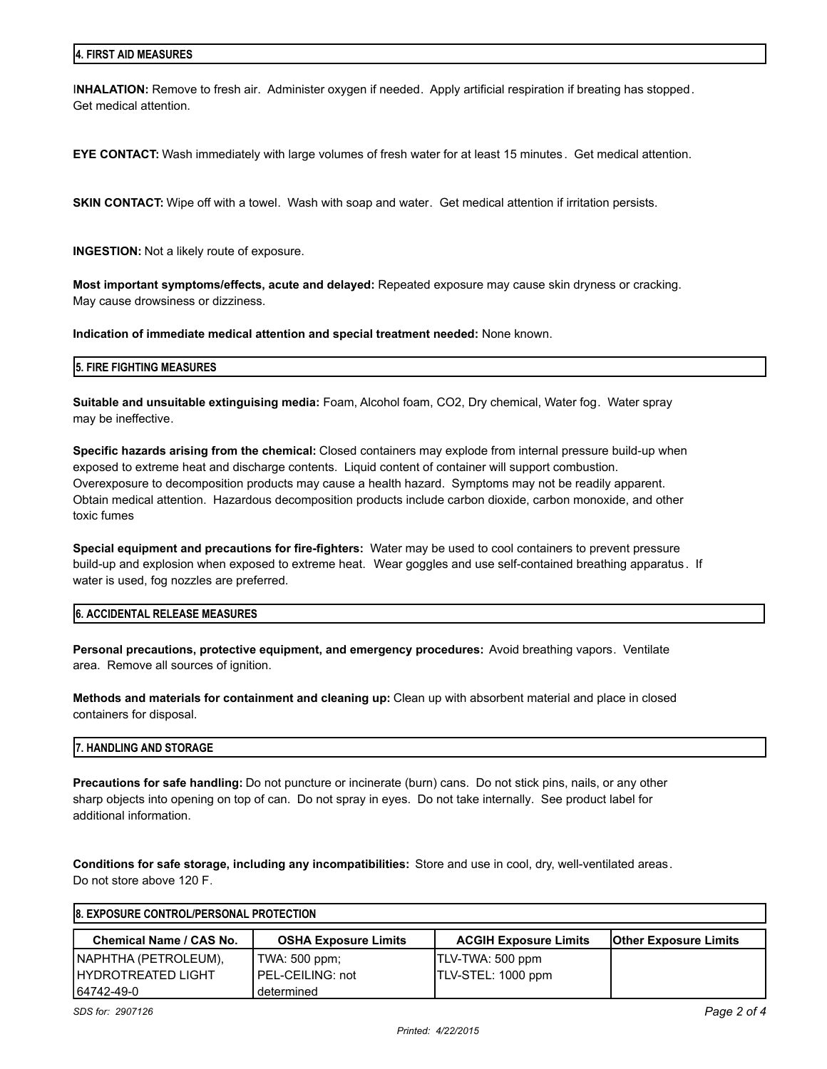## 4. FIRST AID MEASURES

**INHALATION:** Remove to fresh air. Administer oxygen if needed. Apply artificial respiration if breating has stopped. Get medical attention.

**EYE CONTACT:** Wash immediately with large volumes of fresh water for at least 15 minutes. Get medical attention.

**SKIN CONTACT:** Wipe off with a towel. Wash with soap and water. Get medical attention if irritation persists.

**INGESTION:** Not a likely route of exposure.

**Most important symptoms/effects, acute and delayed:** Repeated exposure may cause skin dryness or cracking. May cause drowsiness or dizziness.

**Indication of immediate medical attention and special treatment needed:** None known.

## 5. FIRE FIGHTING MEASURES

**Suitable and unsuitable extinguising media:** Foam, Alcohol foam, CO2, Dry chemical, Water fog. Water spray may be ineffective.

**Specific hazards arising from the chemical:** Closed containers may explode from internal pressure build-up when exposed to extreme heat and discharge contents. Liquid content of container will support combustion. Overexposure to decomposition products may cause a health hazard. Symptoms may not be readily apparent. Obtain medical attention. Hazardous decomposition products include carbon dioxide, carbon monoxide, and other toxic fumes

**Special equipment and precautions for fire-fighters:** Water may be used to cool containers to prevent pressure build-up and explosion when exposed to extreme heat. Wear goggles and use self-contained breathing apparatus. If water is used, fog nozzles are preferred.

## 6. ACCIDENTAL RELEASE MEASURES

**Personal precautions, protective equipment, and emergency procedures:** Avoid breathing vapors. Ventilate area. Remove all sources of ignition.

**Methods and materials for containment and cleaning up:** Clean up with absorbent material and place in closed containers for disposal.

## 7. HANDLING AND STORAGE

**Precautions for safe handling:** Do not puncture or incinerate (burn) cans. Do not stick pins, nails, or any other sharp objects into opening on top of can. Do not spray in eyes. Do not take internally. See product label for additional information.

**Conditions for safe storage, including any incompatibilities:** Store and use in cool, dry, well-ventilated areas. Do not store above 120 F.

## 8. EXPOSURE CONTROL/PERSONAL PROTECTION

| Chemical Name / CAS No. | OSHA Exposure Limits | ACGIH Exposure Limits | Other Exposure Limits |
|---|---|---|---|
| NAPHTHA (PETROLEUM), HYDROTREATED LIGHT 64742-49-0 | TWA: 500 ppm; PEL-CEILING: not determined | TLV-TWA: 500 ppm TLV-STEL: 1000 ppm | |

SDS for: 2907126

Printed: 4/22/2015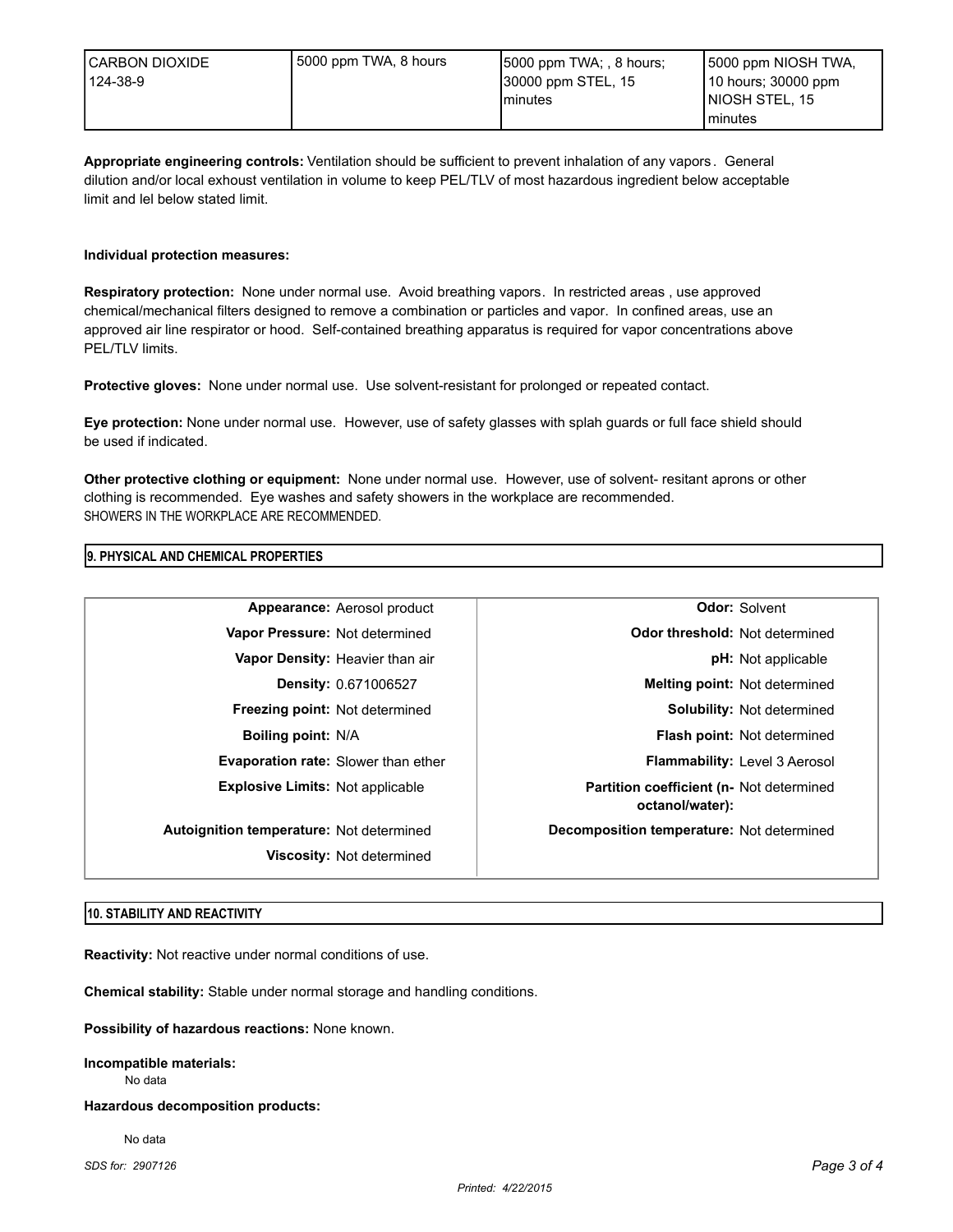| CARBON DIOXIDE<br>124-38-9 | 5000 ppm TWA, 8 hours | 5000 ppm TWA; , 8 hours; 30000 ppm STEL, 15 minutes | 5000 ppm NIOSH TWA, 10 hours; 30000 ppm NIOSH STEL, 15 minutes |
|---|---|---|---|

**Appropriate engineering controls:** Ventilation should be sufficient to prevent inhalation of any vapors. General dilution and/or local exhoust ventilation in volume to keep PEL/TLV of most hazardous ingredient below acceptable limit and lel below stated limit.

**Individual protection measures:**

**Respiratory protection:** None under normal use. Avoid breathing vapors. In restricted areas , use approved chemical/mechanical filters designed to remove a combination or particles and vapor. In confined areas, use an approved air line respirator or hood. Self-contained breathing apparatus is required for vapor concentrations above PEL/TLV limits.

**Protective gloves:** None under normal use. Use solvent-resistant for prolonged or repeated contact.

**Eye protection:** None under normal use. However, use of safety glasses with splah guards or full face shield should be used if indicated.

**Other protective clothing or equipment:** None under normal use. However, use of solvent- resitant aprons or other clothing is recommended. Eye washes and safety showers in the workplace are recommended.
SHOWERS IN THE WORKPLACE ARE RECOMMENDED.

## 9. PHYSICAL AND CHEMICAL PROPERTIES

| | | | |
|---|---|---|---|
| **Appearance:** | Aerosol product | **Odor:** | Solvent |
| **Vapor Pressure:** | Not determined | **Odor threshold:** | Not determined |
| **Vapor Density:** | Heavier than air | **pH:** | Not applicable |
| **Density:** | 0.671006527 | **Melting point:** | Not determined |
| **Freezing point:** | Not determined | **Solubility:** | Not determined |
| **Boiling point:** | N/A | **Flash point:** | Not determined |
| **Evaporation rate:** | Slower than ether | **Flammability:** | Level 3 Aerosol |
| **Explosive Limits:** | Not applicable | **Partition coefficient (n-octanol/water):** | Not determined |
| **Autoignition temperature:** | Not determined | **Decomposition temperature:** | Not determined |
| **Viscosity:** | Not determined | | |

## 10. STABILITY AND REACTIVITY

**Reactivity:** Not reactive under normal conditions of use.

**Chemical stability:** Stable under normal storage and handling conditions.

**Possibility of hazardous reactions:** None known.

**Incompatible materials:**

No data

**Hazardous decomposition products:**

No data

*SDS for: 2907126*

*Printed: 4/22/2015*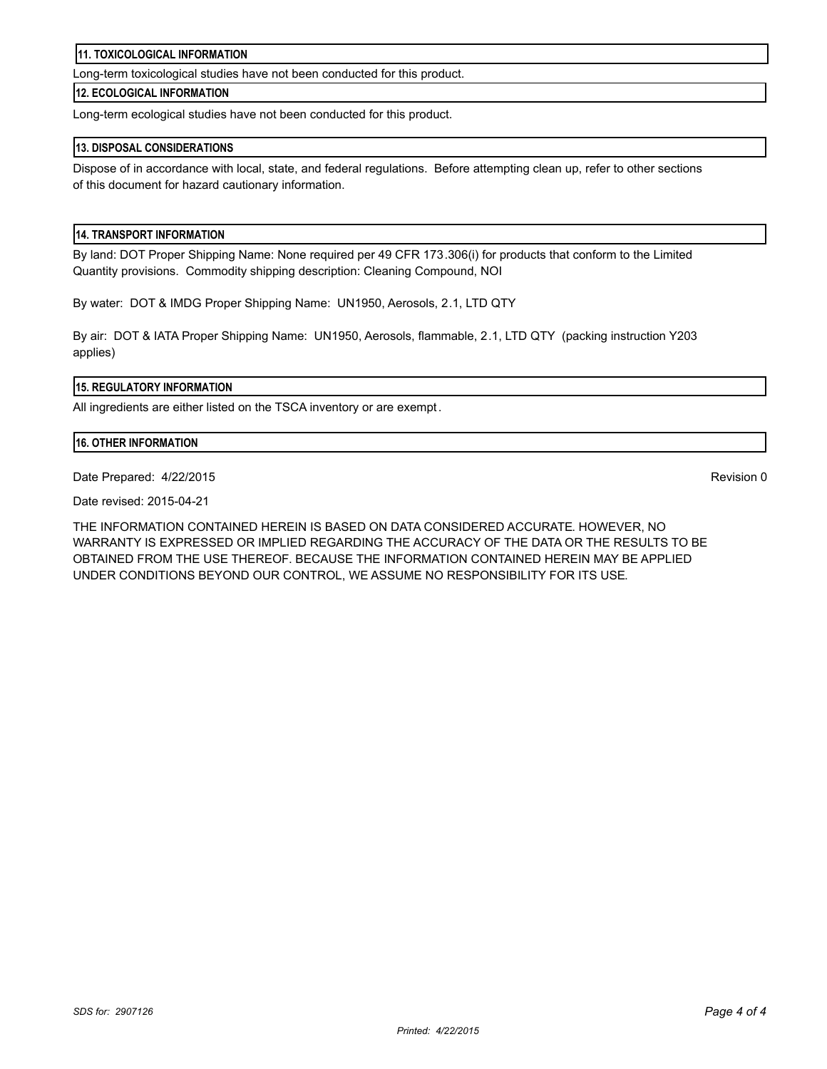## 11. TOXICOLOGICAL INFORMATION

Long-term toxicological studies have not been conducted for this product.

## 12. ECOLOGICAL INFORMATION

Long-term ecological studies have not been conducted for this product.

## 13. DISPOSAL CONSIDERATIONS

Dispose of in accordance with local, state, and federal regulations. Before attempting clean up, refer to other sections of this document for hazard cautionary information.

## 14. TRANSPORT INFORMATION

By land: DOT Proper Shipping Name: None required per 49 CFR 173.306(i) for products that conform to the Limited Quantity provisions. Commodity shipping description: Cleaning Compound, NOI

By water: DOT & IMDG Proper Shipping Name: UN1950, Aerosols, 2.1, LTD QTY

By air: DOT & IATA Proper Shipping Name: UN1950, Aerosols, flammable, 2.1, LTD QTY (packing instruction Y203 applies)

## 15. REGULATORY INFORMATION

All ingredients are either listed on the TSCA inventory or are exempt.

## 16. OTHER INFORMATION

Date Prepared: 4/22/2015 Revision 0

Date revised: 2015-04-21

THE INFORMATION CONTAINED HEREIN IS BASED ON DATA CONSIDERED ACCURATE. HOWEVER, NO WARRANTY IS EXPRESSED OR IMPLIED REGARDING THE ACCURACY OF THE DATA OR THE RESULTS TO BE OBTAINED FROM THE USE THEREOF. BECAUSE THE INFORMATION CONTAINED HEREIN MAY BE APPLIED UNDER CONDITIONS BEYOND OUR CONTROL, WE ASSUME NO RESPONSIBILITY FOR ITS USE.